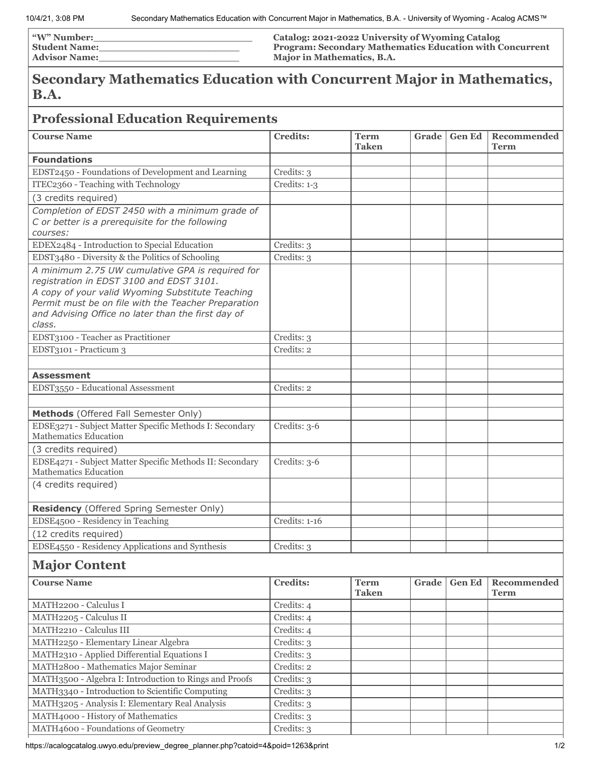**"W" Number:**___________________________
**Student Name:**_________________________
**Advisor Name:**_________________________

**Catalog: 2021-2022 University of Wyoming Catalog**
**Program: Secondary Mathematics Education with Concurrent Major in Mathematics, B.A.**

# Secondary Mathematics Education with Concurrent Major in Mathematics, B.A.

## Professional Education Requirements

| Course Name | Credits: | Term Taken | Grade | Gen Ed | Recommended Term |
|---|---|---|---|---|---|
| **Foundations** | | | | | |
| EDST2450 - Foundations of Development and Learning | Credits: 3 | | | | |
| ITEC2360 - Teaching with Technology | Credits: 1-3 | | | | |
| (3 credits required) | | | | | |
| *Completion of EDST 2450 with a minimum grade of C or better is a prerequisite for the following courses:* | | | | | |
| EDEX2484 - Introduction to Special Education | Credits: 3 | | | | |
| EDST3480 - Diversity & the Politics of Schooling | Credits: 3 | | | | |
| *A minimum 2.75 UW cumulative GPA is required for registration in EDST 3100 and EDST 3101. A copy of your valid Wyoming Substitute Teaching Permit must be on file with the Teacher Preparation and Advising Office no later than the first day of class.* | | | | | |
| EDST3100 - Teacher as Practitioner | Credits: 3 | | | | |
| EDST3101 - Practicum 3 | Credits: 2 | | | | |
| | | | | | |
| **Assessment** | | | | | |
| EDST3550 - Educational Assessment | Credits: 2 | | | | |
| | | | | | |
| **Methods** (Offered Fall Semester Only) | | | | | |
| EDSE3271 - Subject Matter Specific Methods I: Secondary Mathematics Education | Credits: 3-6 | | | | |
| (3 credits required) | | | | | |
| EDSE4271 - Subject Matter Specific Methods II: Secondary Mathematics Education | Credits: 3-6 | | | | |
| (4 credits required) | | | | | |
| **Residency** (Offered Spring Semester Only) | | | | | |
| EDSE4500 - Residency in Teaching | Credits: 1-16 | | | | |
| (12 credits required) | | | | | |
| EDSE4550 - Residency Applications and Synthesis | Credits: 3 | | | | |

## Major Content

| Course Name | Credits: | Term Taken | Grade | Gen Ed | Recommended Term |
|---|---|---|---|---|---|
| MATH2200 - Calculus I | Credits: 4 | | | | |
| MATH2205 - Calculus II | Credits: 4 | | | | |
| MATH2210 - Calculus III | Credits: 4 | | | | |
| MATH2250 - Elementary Linear Algebra | Credits: 3 | | | | |
| MATH2310 - Applied Differential Equations I | Credits: 3 | | | | |
| MATH2800 - Mathematics Major Seminar | Credits: 2 | | | | |
| MATH3500 - Algebra I: Introduction to Rings and Proofs | Credits: 3 | | | | |
| MATH3340 - Introduction to Scientific Computing | Credits: 3 | | | | |
| MATH3205 - Analysis I: Elementary Real Analysis | Credits: 3 | | | | |
| MATH4000 - History of Mathematics | Credits: 3 | | | | |
| MATH4600 - Foundations of Geometry | Credits: 3 | | | | |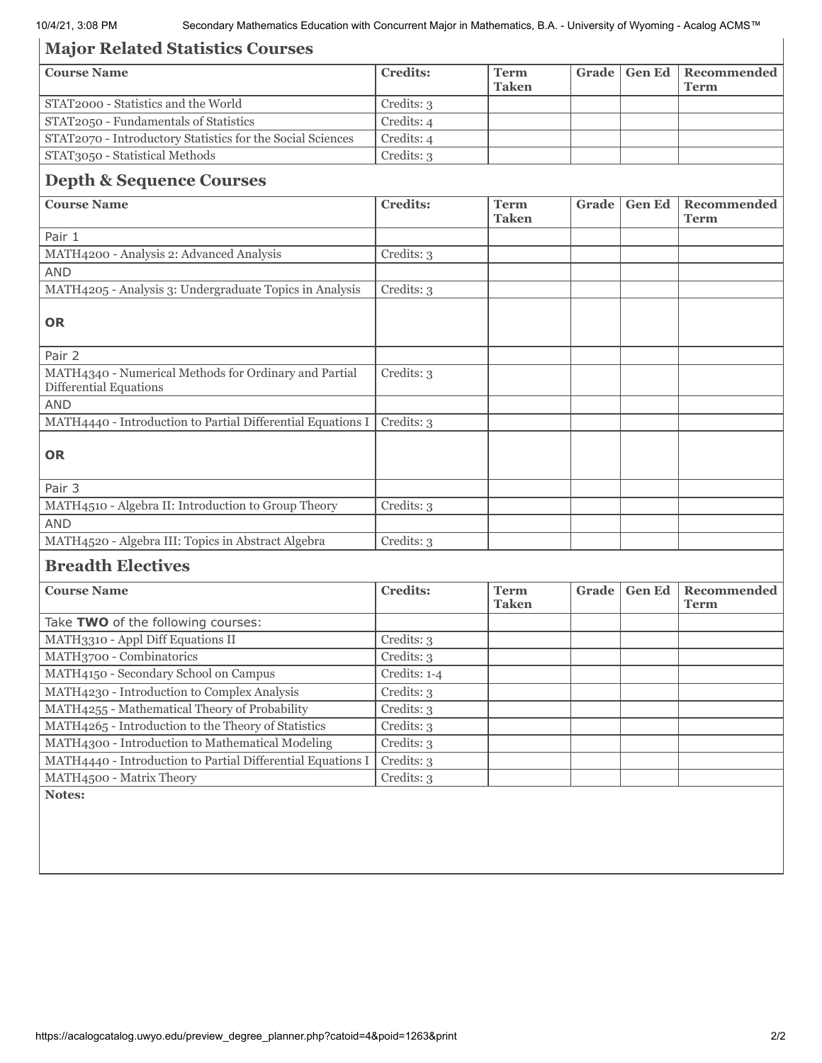## Major Related Statistics Courses

| Course Name | Credits: | Term Taken | Grade | Gen Ed | Recommended Term |
| --- | --- | --- | --- | --- | --- |
| STAT2000 - Statistics and the World | Credits: 3 | | | | |
| STAT2050 - Fundamentals of Statistics | Credits: 4 | | | | |
| STAT2070 - Introductory Statistics for the Social Sciences | Credits: 4 | | | | |
| STAT3050 - Statistical Methods | Credits: 3 | | | | |

## Depth & Sequence Courses

| Course Name | Credits: | Term Taken | Grade | Gen Ed | Recommended Term |
| --- | --- | --- | --- | --- | --- |
| Pair 1 | | | | | |
| MATH4200 - Analysis 2: Advanced Analysis | Credits: 3 | | | | |
| AND | | | | | |
| MATH4205 - Analysis 3: Undergraduate Topics in Analysis | Credits: 3 | | | | |
| **OR** | | | | | |
| Pair 2 | | | | | |
| MATH4340 - Numerical Methods for Ordinary and Partial Differential Equations | Credits: 3 | | | | |
| AND | | | | | |
| MATH4440 - Introduction to Partial Differential Equations I | Credits: 3 | | | | |
| **OR** | | | | | |
| Pair 3 | | | | | |
| MATH4510 - Algebra II: Introduction to Group Theory | Credits: 3 | | | | |
| AND | | | | | |
| MATH4520 - Algebra III: Topics in Abstract Algebra | Credits: 3 | | | | |

## Breadth Electives

| Course Name | Credits: | Term Taken | Grade | Gen Ed | Recommended Term |
| --- | --- | --- | --- | --- | --- |
| Take **TWO** of the following courses: | | | | | |
| MATH3310 - Appl Diff Equations II | Credits: 3 | | | | |
| MATH3700 - Combinatorics | Credits: 3 | | | | |
| MATH4150 - Secondary School on Campus | Credits: 1-4 | | | | |
| MATH4230 - Introduction to Complex Analysis | Credits: 3 | | | | |
| MATH4255 - Mathematical Theory of Probability | Credits: 3 | | | | |
| MATH4265 - Introduction to the Theory of Statistics | Credits: 3 | | | | |
| MATH4300 - Introduction to Mathematical Modeling | Credits: 3 | | | | |
| MATH4440 - Introduction to Partial Differential Equations I | Credits: 3 | | | | |
| MATH4500 - Matrix Theory | Credits: 3 | | | | |

**Notes:**